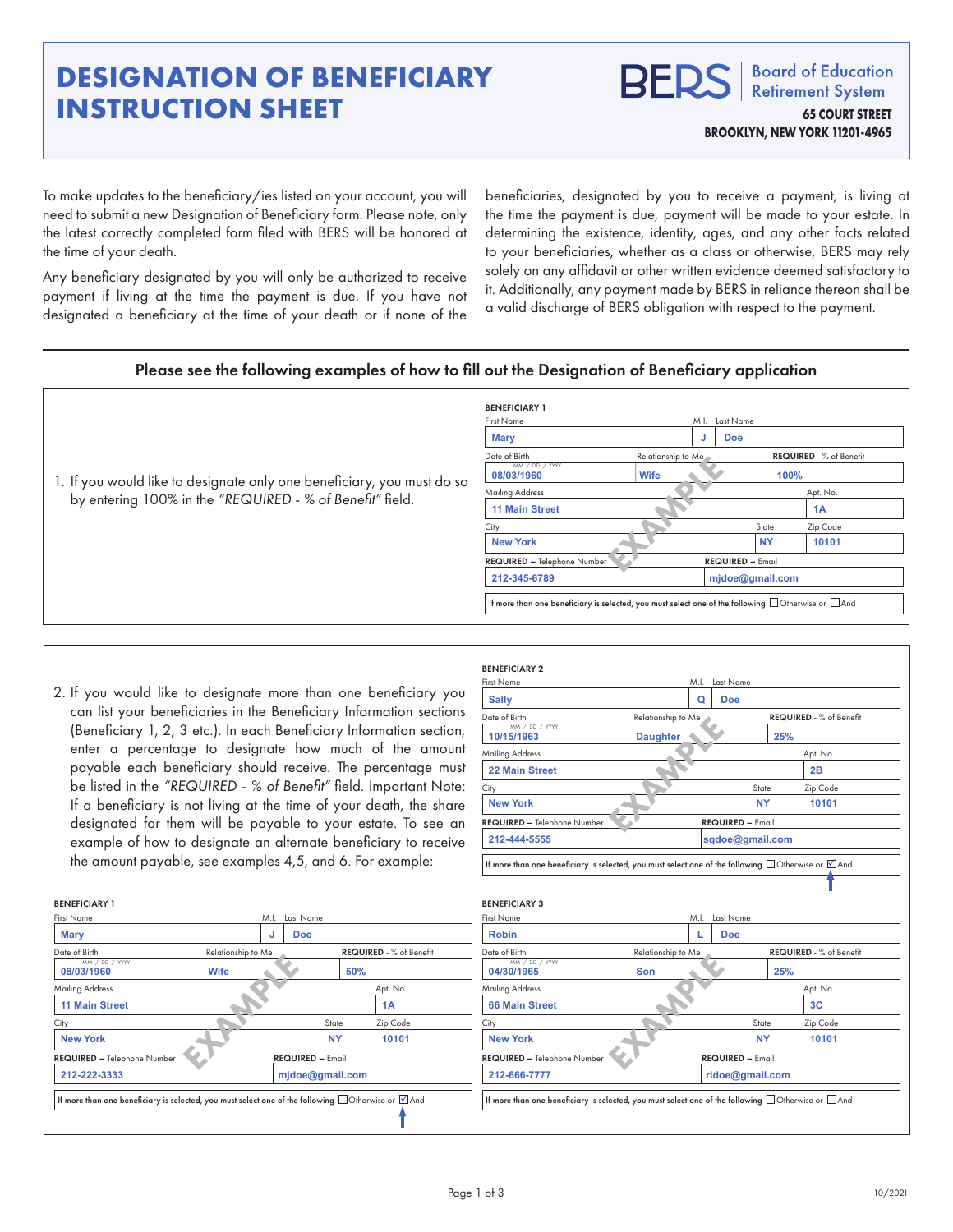# DESIGNATION OF BENEFICIARY INSTRUCTION SHEET

BERS | Board of Education Retirement System

**65 COURT STREET**
**BROOKLYN, NEW YORK 11201-4965**

To make updates to the beneficiary/ies listed on your account, you will need to submit a new Designation of Beneficiary form. Please note, only the latest correctly completed form filed with BERS will be honored at the time of your death.

Any beneficiary designated by you will only be authorized to receive payment if living at the time the payment is due. If you have not designated a beneficiary at the time of your death or if none of the beneficiaries, designated by you to receive a payment, is living at the time the payment is due, payment will be made to your estate. In determining the existence, identity, ages, and any other facts related to your beneficiaries, whether as a class or otherwise, BERS may rely solely on any affidavit or other written evidence deemed satisfactory to it. Additionally, any payment made by BERS in reliance thereon shall be a valid discharge of BERS obligation with respect to the payment.

## Please see the following examples of how to fill out the Designation of Beneficiary application

1. If you would like to designate only one beneficiary, you must do so by entering 100% in the *"REQUIRED - % of Benefit"* field.

**BENEFICIARY 1** (EXAMPLE)

| First Name | M.I. | Last Name |
|---|---|---|
| Mary | J | Doe |

| Date of Birth (MM / DD / YYYY) | Relationship to Me | REQUIRED - % of Benefit |
|---|---|---|
| 08/03/1960 | Wife | 100% |

| Mailing Address | Apt. No. |
|---|---|
| 11 Main Street | 1A |

| City | State | Zip Code |
|---|---|---|
| New York | NY | 10101 |

| REQUIRED – Telephone Number | REQUIRED – Email |
|---|---|
| 212-345-6789 | mjdoe@gmail.com |

If more than one beneficiary is selected, you must select one of the following ☐ Otherwise or ☐ And

2. If you would like to designate more than one beneficiary you can list your beneficiaries in the Beneficiary Information sections (Beneficiary 1, 2, 3 etc.). In each Beneficiary Information section, enter a percentage to designate how much of the amount payable each beneficiary should receive. The percentage must be listed in the *"REQUIRED - % of Benefit"* field. Important Note: If a beneficiary is not living at the time of your death, the share designated for them will be payable to your estate. To see an example of how to designate an alternate beneficiary to receive the amount payable, see examples 4,5, and 6. For example:

**BENEFICIARY 1** (EXAMPLE)

| First Name | M.I. | Last Name |
|---|---|---|
| Mary | J | Doe |

| Date of Birth (MM / DD / YYYY) | Relationship to Me | REQUIRED - % of Benefit |
|---|---|---|
| 08/03/1960 | Wife | 50% |

| Mailing Address | Apt. No. |
|---|---|
| 11 Main Street | 1A |

| City | State | Zip Code |
|---|---|---|
| New York | NY | 10101 |

| REQUIRED – Telephone Number | REQUIRED – Email |
|---|---|
| 212-222-3333 | mjdoe@gmail.com |

If more than one beneficiary is selected, you must select one of the following ☐ Otherwise or ☑ And

**BENEFICIARY 2** (EXAMPLE)

| First Name | M.I. | Last Name |
|---|---|---|
| Sally | Q | Doe |

| Date of Birth (MM / DD / YYYY) | Relationship to Me | REQUIRED - % of Benefit |
|---|---|---|
| 10/15/1963 | Daughter | 25% |

| Mailing Address | Apt. No. |
|---|---|
| 22 Main Street | 2B |

| City | State | Zip Code |
|---|---|---|
| New York | NY | 10101 |

| REQUIRED – Telephone Number | REQUIRED – Email |
|---|---|
| 212-444-5555 | sqdoe@gmail.com |

If more than one beneficiary is selected, you must select one of the following ☐ Otherwise or ☑ And

**BENEFICIARY 3** (EXAMPLE)

| First Name | M.I. | Last Name |
|---|---|---|
| Robin | L | Doe |

| Date of Birth (MM / DD / YYYY) | Relationship to Me | REQUIRED - % of Benefit |
|---|---|---|
| 04/30/1965 | Son | 25% |

| Mailing Address | Apt. No. |
|---|---|
| 66 Main Street | 3C |

| City | State | Zip Code |
|---|---|---|
| New York | NY | 10101 |

| REQUIRED – Telephone Number | REQUIRED – Email |
|---|---|
| 212-666-7777 | rldoe@gmail.com |

If more than one beneficiary is selected, you must select one of the following ☐ Otherwise or ☐ And

10/2021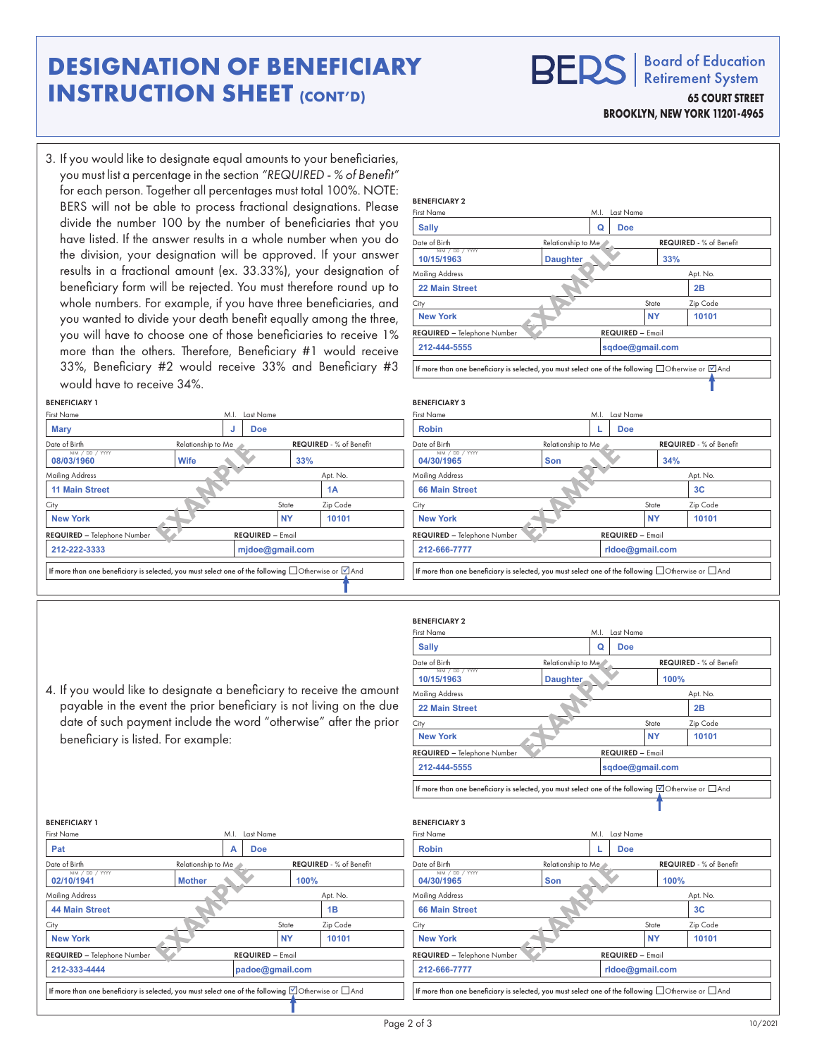# DESIGNATION OF BENEFICIARY INSTRUCTION SHEET (CONT'D)

**BERS** | Board of Education Retirement System

**65 COURT STREET**
**BROOKLYN, NEW YORK 11201-4965**

3. If you would like to designate equal amounts to your beneficiaries, you must list a percentage in the section *"REQUIRED - % of Benefit"* for each person. Together all percentages must total 100%. NOTE: BERS will not be able to process fractional designations. Please divide the number 100 by the number of beneficiaries that you have listed. If the answer results in a whole number when you do the division, your designation will be approved. If your answer results in a fractional amount (ex. 33.33%), your designation of beneficiary form will be rejected. You must therefore round up to whole numbers. For example, if you have three beneficiaries, and you wanted to divide your death benefit equally among the three, you will have to choose one of those beneficiaries to receive 1% more than the others. Therefore, Beneficiary #1 would receive 33%, Beneficiary #2 would receive 33% and Beneficiary #3 would have to receive 34%.

*(EXAMPLE)*

**BENEFICIARY 1**

| First Name | M.I. | Last Name |
|---|---|---|
| Mary | J | Doe |

| Date of Birth (MM / DD / YYYY) | Relationship to Me | REQUIRED - % of Benefit |
|---|---|---|
| 08/03/1960 | Wife | 33% |

| Mailing Address | Apt. No. |
|---|---|
| 11 Main Street | 1A |

| City | State | Zip Code |
|---|---|---|
| New York | NY | 10101 |

| REQUIRED – Telephone Number | REQUIRED – Email |
|---|---|
| 212-222-3333 | mjdoe@gmail.com |

If more than one beneficiary is selected, you must select one of the following ☐ Otherwise or ☑ And

**BENEFICIARY 2**

| First Name | M.I. | Last Name |
|---|---|---|
| Sally | Q | Doe |

| Date of Birth (MM / DD / YYYY) | Relationship to Me | REQUIRED - % of Benefit |
|---|---|---|
| 10/15/1963 | Daughter | 33% |

| Mailing Address | Apt. No. |
|---|---|
| 22 Main Street | 2B |

| City | State | Zip Code |
|---|---|---|
| New York | NY | 10101 |

| REQUIRED – Telephone Number | REQUIRED – Email |
|---|---|
| 212-444-5555 | sqdoe@gmail.com |

If more than one beneficiary is selected, you must select one of the following ☐ Otherwise or ☑ And

**BENEFICIARY 3**

| First Name | M.I. | Last Name |
|---|---|---|
| Robin | L | Doe |

| Date of Birth (MM / DD / YYYY) | Relationship to Me | REQUIRED - % of Benefit |
|---|---|---|
| 04/30/1965 | Son | 34% |

| Mailing Address | Apt. No. |
|---|---|
| 66 Main Street | 3C |

| City | State | Zip Code |
|---|---|---|
| New York | NY | 10101 |

| REQUIRED – Telephone Number | REQUIRED – Email |
|---|---|
| 212-666-7777 | rldoe@gmail.com |

If more than one beneficiary is selected, you must select one of the following ☐ Otherwise or ☐ And

4. If you would like to designate a beneficiary to receive the amount payable in the event the prior beneficiary is not living on the due date of such payment include the word "otherwise" after the prior beneficiary is listed. For example:

*(EXAMPLE)*

**BENEFICIARY 1**

| First Name | M.I. | Last Name |
|---|---|---|
| Pat | A | Doe |

| Date of Birth (MM / DD / YYYY) | Relationship to Me | REQUIRED - % of Benefit |
|---|---|---|
| 02/10/1941 | Mother | 100% |

| Mailing Address | Apt. No. |
|---|---|
| 44 Main Street | 1B |

| City | State | Zip Code |
|---|---|---|
| New York | NY | 10101 |

| REQUIRED – Telephone Number | REQUIRED – Email |
|---|---|
| 212-333-4444 | padoe@gmail.com |

If more than one beneficiary is selected, you must select one of the following ☑ Otherwise or ☐ And

**BENEFICIARY 2**

| First Name | M.I. | Last Name |
|---|---|---|
| Sally | Q | Doe |

| Date of Birth (MM / DD / YYYY) | Relationship to Me | REQUIRED - % of Benefit |
|---|---|---|
| 10/15/1963 | Daughter | 100% |

| Mailing Address | Apt. No. |
|---|---|
| 22 Main Street | 2B |

| City | State | Zip Code |
|---|---|---|
| New York | NY | 10101 |

| REQUIRED – Telephone Number | REQUIRED – Email |
|---|---|
| 212-444-5555 | sqdoe@gmail.com |

If more than one beneficiary is selected, you must select one of the following ☑ Otherwise or ☐ And

**BENEFICIARY 3**

| First Name | M.I. | Last Name |
|---|---|---|
| Robin | L | Doe |

| Date of Birth (MM / DD / YYYY) | Relationship to Me | REQUIRED - % of Benefit |
|---|---|---|
| 04/30/1965 | Son | 100% |

| Mailing Address | Apt. No. |
|---|---|
| 66 Main Street | 3C |

| City | State | Zip Code |
|---|---|---|
| New York | NY | 10101 |

| REQUIRED – Telephone Number | REQUIRED – Email |
|---|---|
| 212-666-7777 | rldoe@gmail.com |

If more than one beneficiary is selected, you must select one of the following ☐ Otherwise or ☐ And

10/2021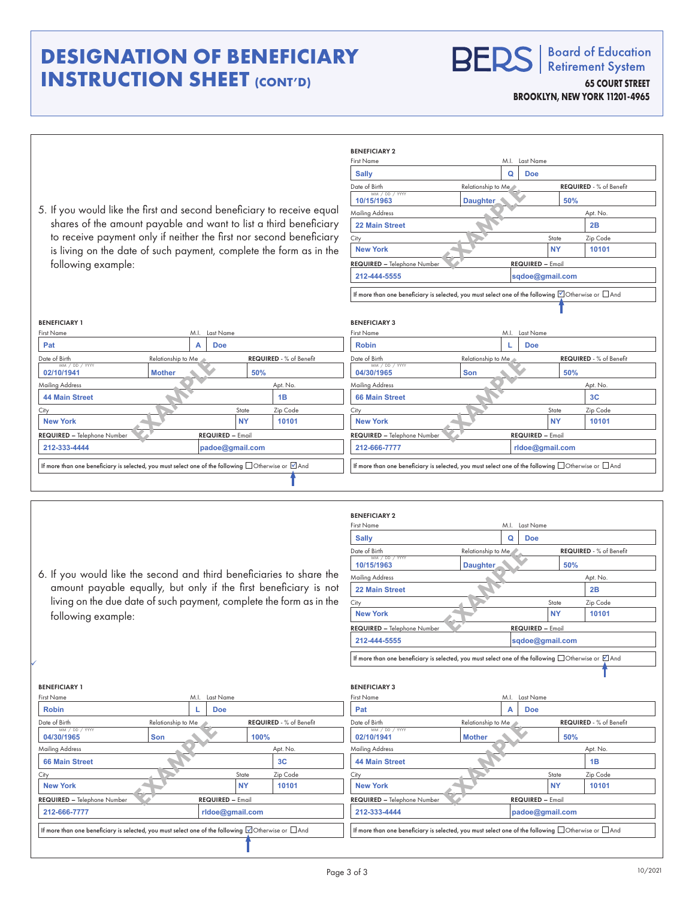# DESIGNATION OF BENEFICIARY INSTRUCTION SHEET (CONT'D)

**BERS** | Board of Education Retirement System

**65 COURT STREET**
**BROOKLYN, NEW YORK 11201-4965**

5. If you would like the first and second beneficiary to receive equal shares of the amount payable and want to list a third beneficiary to receive payment only if neither the first nor second beneficiary is living on the date of such payment, complete the form as in the following example:

**BENEFICIARY 1**

| First Name | M.I. | Last Name |
|---|---|---|
| Pat | A | Doe |

| Date of Birth (MM / DD / YYYY) | Relationship to Me | REQUIRED - % of Benefit |
|---|---|---|
| 02/10/1941 | Mother | 50% |

| Mailing Address | Apt. No. |
|---|---|
| 44 Main Street | 1B |

| City | State | Zip Code |
|---|---|---|
| New York | NY | 10101 |

| REQUIRED – Telephone Number | REQUIRED – Email |
|---|---|
| 212-333-4444 | padoe@gmail.com |

If more than one beneficiary is selected, you must select one of the following ☐ Otherwise or ☑ And

**BENEFICIARY 2**

| First Name | M.I. | Last Name |
|---|---|---|
| Sally | Q | Doe |

| Date of Birth (MM / DD / YYYY) | Relationship to Me | REQUIRED - % of Benefit |
|---|---|---|
| 10/15/1963 | Daughter | 50% |

| Mailing Address | Apt. No. |
|---|---|
| 22 Main Street | 2B |

| City | State | Zip Code |
|---|---|---|
| New York | NY | 10101 |

| REQUIRED – Telephone Number | REQUIRED – Email |
|---|---|
| 212-444-5555 | sqdoe@gmail.com |

If more than one beneficiary is selected, you must select one of the following ☑ Otherwise or ☐ And

**BENEFICIARY 3**

| First Name | M.I. | Last Name |
|---|---|---|
| Robin | L | Doe |

| Date of Birth (MM / DD / YYYY) | Relationship to Me | REQUIRED - % of Benefit |
|---|---|---|
| 04/30/1965 | Son | 50% |

| Mailing Address | Apt. No. |
|---|---|
| 66 Main Street | 3C |

| City | State | Zip Code |
|---|---|---|
| New York | NY | 10101 |

| REQUIRED – Telephone Number | REQUIRED – Email |
|---|---|
| 212-666-7777 | rldoe@gmail.com |

If more than one beneficiary is selected, you must select one of the following ☐ Otherwise or ☐ And

6. If you would like the second and third beneficiaries to share the amount payable equally, but only if the first beneficiary is not living on the due date of such payment, complete the form as in the following example:

**BENEFICIARY 1**

| First Name | M.I. | Last Name |
|---|---|---|
| Robin | L | Doe |

| Date of Birth (MM / DD / YYYY) | Relationship to Me | REQUIRED - % of Benefit |
|---|---|---|
| 04/30/1965 | Son | 100% |

| Mailing Address | Apt. No. |
|---|---|
| 66 Main Street | 3C |

| City | State | Zip Code |
|---|---|---|
| New York | NY | 10101 |

| REQUIRED – Telephone Number | REQUIRED – Email |
|---|---|
| 212-666-7777 | rldoe@gmail.com |

If more than one beneficiary is selected, you must select one of the following ☑ Otherwise or ☐ And

**BENEFICIARY 2**

| First Name | M.I. | Last Name |
|---|---|---|
| Sally | Q | Doe |

| Date of Birth (MM / DD / YYYY) | Relationship to Me | REQUIRED - % of Benefit |
|---|---|---|
| 10/15/1963 | Daughter | 50% |

| Mailing Address | Apt. No. |
|---|---|
| 22 Main Street | 2B |

| City | State | Zip Code |
|---|---|---|
| New York | NY | 10101 |

| REQUIRED – Telephone Number | REQUIRED – Email |
|---|---|
| 212-444-5555 | sqdoe@gmail.com |

If more than one beneficiary is selected, you must select one of the following ☐ Otherwise or ☑ And

**BENEFICIARY 3**

| First Name | M.I. | Last Name |
|---|---|---|
| Pat | A | Doe |

| Date of Birth (MM / DD / YYYY) | Relationship to Me | REQUIRED - % of Benefit |
|---|---|---|
| 02/10/1941 | Mother | 50% |

| Mailing Address | Apt. No. |
|---|---|
| 44 Main Street | 1B |

| City | State | Zip Code |
|---|---|---|
| New York | NY | 10101 |

| REQUIRED – Telephone Number | REQUIRED – Email |
|---|---|
| 212-333-4444 | padoe@gmail.com |

If more than one beneficiary is selected, you must select one of the following ☐ Otherwise or ☐ And

10/2021